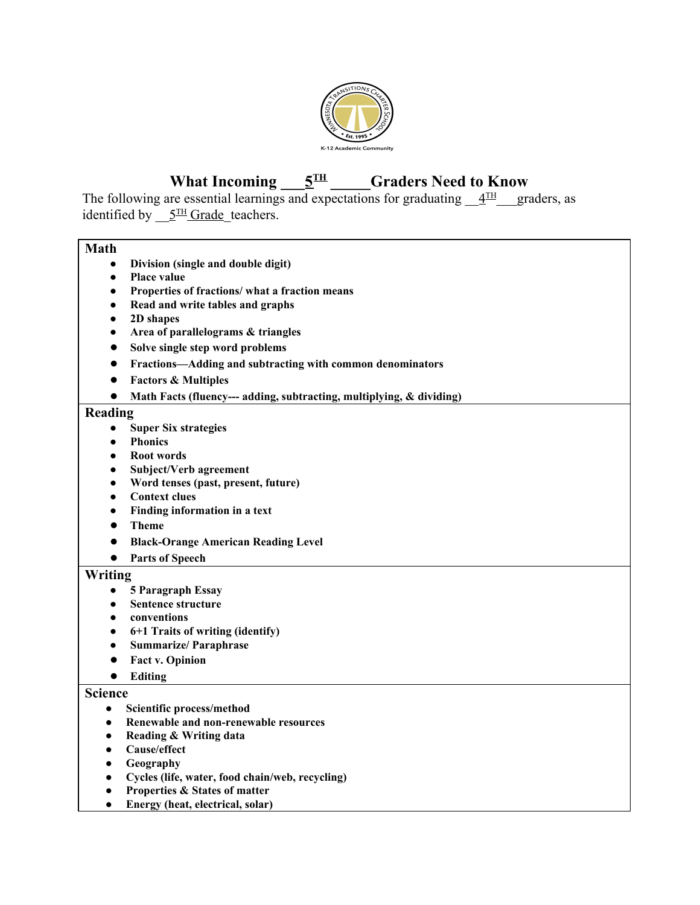# What Incoming 5TH Graders Need to Know

The following are essential learnings and expectations for graduating 4TH graders, as identified by 5TH Grade teachers.

## Math

- **Division (single and double digit)**
- **Place value**
- **Properties of fractions/ what a fraction means**
- **Read and write tables and graphs**
- **2D shapes**
- **Area of parallelograms & triangles**
- **Solve single step word problems**
- **Fractions—Adding and subtracting with common denominators**
- **Factors & Multiples**
- **Math Facts (fluency--- adding, subtracting, multiplying, & dividing)**

## Reading

- **Super Six strategies**
- **Phonics**
- **Root words**
- **Subject/Verb agreement**
- **Word tenses (past, present, future)**
- **Context clues**
- **Finding information in a text**
- **Theme**
- **Black-Orange American Reading Level**
- **Parts of Speech**

## Writing

- **5 Paragraph Essay**
- **Sentence structure**
- **conventions**
- **6+1 Traits of writing (identify)**
- **Summarize/ Paraphrase**
- **Fact v. Opinion**
- **Editing**

## Science

- **Scientific process/method**
- **Renewable and non-renewable resources**
- **Reading & Writing data**
- **Cause/effect**
- **Geography**
- **Cycles (life, water, food chain/web, recycling)**
- **Properties & States of matter**
- **Energy (heat, electrical, solar)**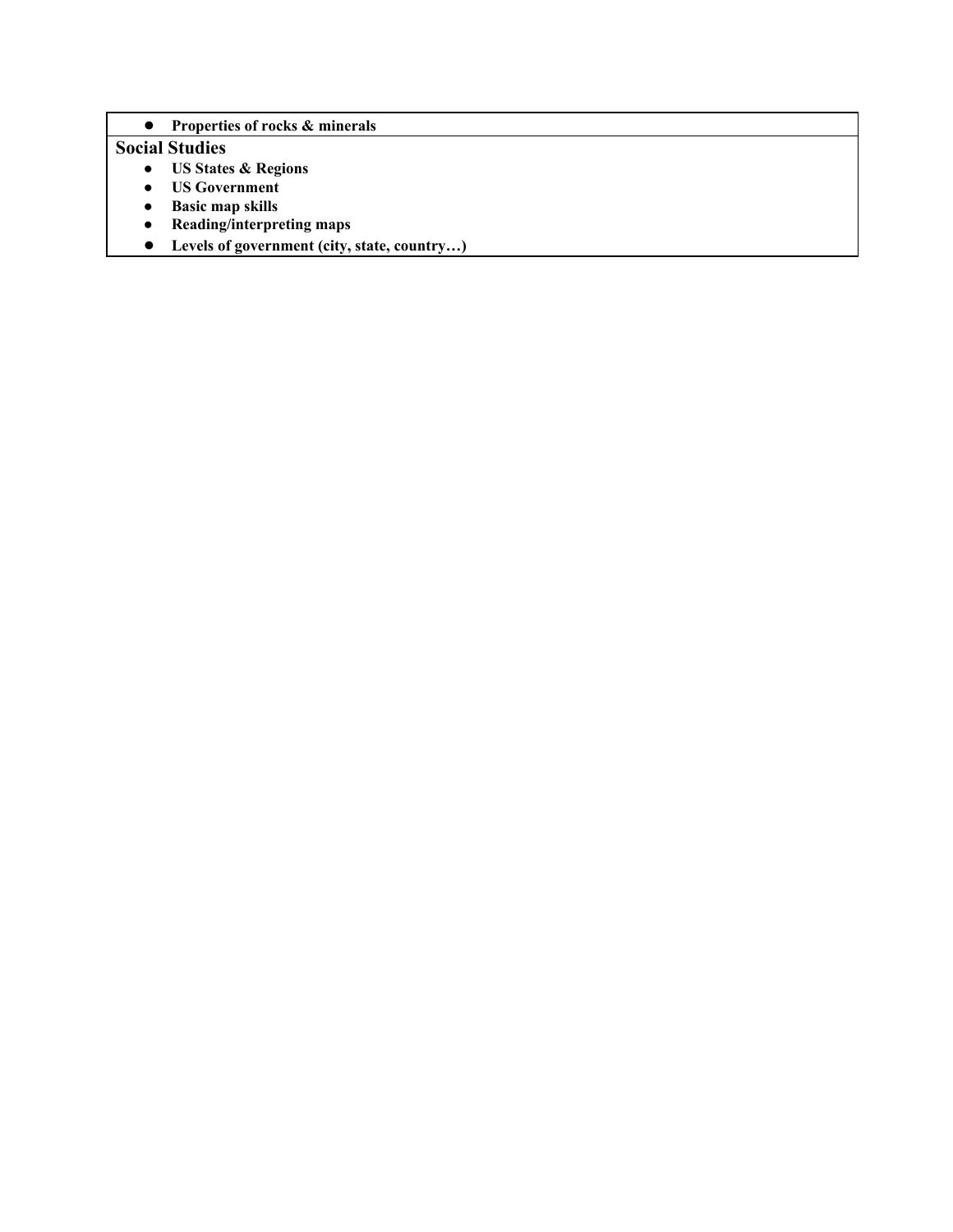- **Properties of rocks & minerals**

## Social Studies

- **US States & Regions**
- **US Government**
- **Basic map skills**
- **Reading/interpreting maps**
- **Levels of government (city, state, country…)**